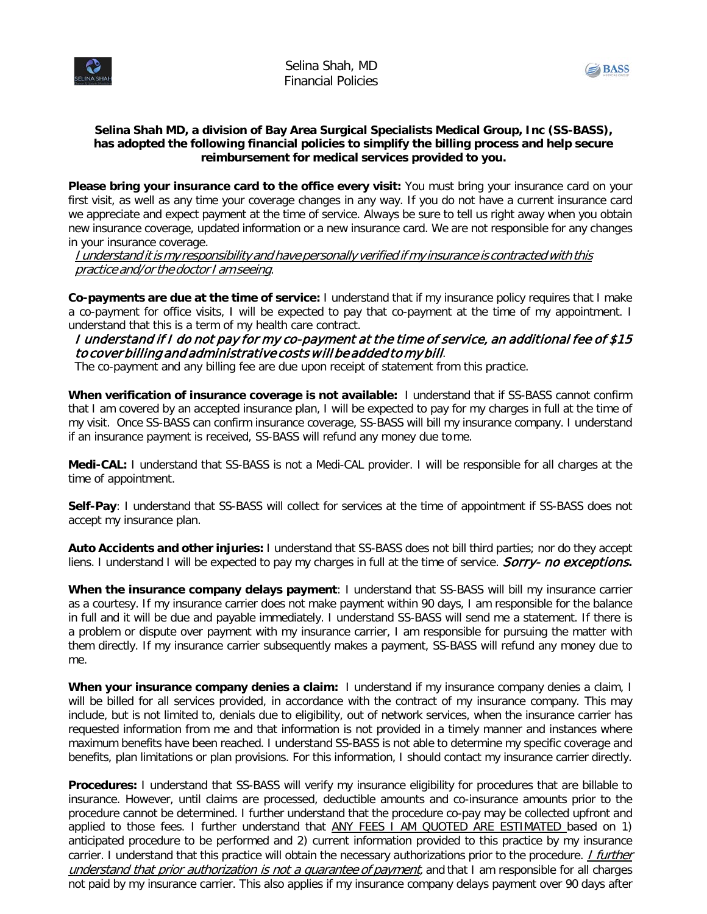# Selina Shah, MD
## Financial Policies

**Selina Shah MD, a division of Bay Area Surgical Specialists Medical Group, Inc (SS-BASS), has adopted the following financial policies to simplify the billing process and help secure reimbursement for medical services provided to you.**

**Please bring your insurance card to the office every visit:** You must bring your insurance card on your first visit, as well as any time your coverage changes in any way. If you do not have a current insurance card we appreciate and expect payment at the time of service. Always be sure to tell us right away when you obtain new insurance coverage, updated information or a new insurance card. We are not responsible for any changes in your insurance coverage.

*I understand it is my responsibility and have personally verified if my insurance is contracted with this practice and/or the doctor I am seeing*.

**Co-payments are due at the time of service:** I understand that if my insurance policy requires that I make a co-payment for office visits, I will be expected to pay that co-payment at the time of my appointment. I understand that this is a term of my health care contract.

*I understand if I do not pay for my co-payment at the time of service, an additional fee of $15 to cover billing and administrative costs will be added to my bill*.

The co-payment and any billing fee are due upon receipt of statement from this practice.

**When verification of insurance coverage is not available:** I understand that if SS-BASS cannot confirm that I am covered by an accepted insurance plan, I will be expected to pay for my charges in full at the time of my visit. Once SS-BASS can confirm insurance coverage, SS-BASS will bill my insurance company. I understand if an insurance payment is received, SS-BASS will refund any money due to me.

**Medi-CAL:** I understand that SS-BASS is not a Medi-CAL provider. I will be responsible for all charges at the time of appointment.

**Self-Pay**: I understand that SS-BASS will collect for services at the time of appointment if SS-BASS does not accept my insurance plan.

**Auto Accidents and other injuries:** I understand that SS-BASS does not bill third parties; nor do they accept liens. I understand I will be expected to pay my charges in full at the time of service. *Sorry- no exceptions***.**

**When the insurance company delays payment**: I understand that SS-BASS will bill my insurance carrier as a courtesy. If my insurance carrier does not make payment within 90 days, I am responsible for the balance in full and it will be due and payable immediately. I understand SS-BASS will send me a statement. If there is a problem or dispute over payment with my insurance carrier, I am responsible for pursuing the matter with them directly. If my insurance carrier subsequently makes a payment, SS-BASS will refund any money due to me.

**When your insurance company denies a claim:** I understand if my insurance company denies a claim, I will be billed for all services provided, in accordance with the contract of my insurance company. This may include, but is not limited to, denials due to eligibility, out of network services, when the insurance carrier has requested information from me and that information is not provided in a timely manner and instances where maximum benefits have been reached. I understand SS-BASS is not able to determine my specific coverage and benefits, plan limitations or plan provisions. For this information, I should contact my insurance carrier directly.

**Procedures:** I understand that SS-BASS will verify my insurance eligibility for procedures that are billable to insurance. However, until claims are processed, deductible amounts and co-insurance amounts prior to the procedure cannot be determined. I further understand that the procedure co-pay may be collected upfront and applied to those fees. I further understand that ANY FEES I AM QUOTED ARE ESTIMATED based on 1) anticipated procedure to be performed and 2) current information provided to this practice by my insurance carrier. I understand that this practice will obtain the necessary authorizations prior to the procedure. *I further understand that prior authorization is not a guarantee of payment*, and that I am responsible for all charges not paid by my insurance carrier. This also applies if my insurance company delays payment over 90 days after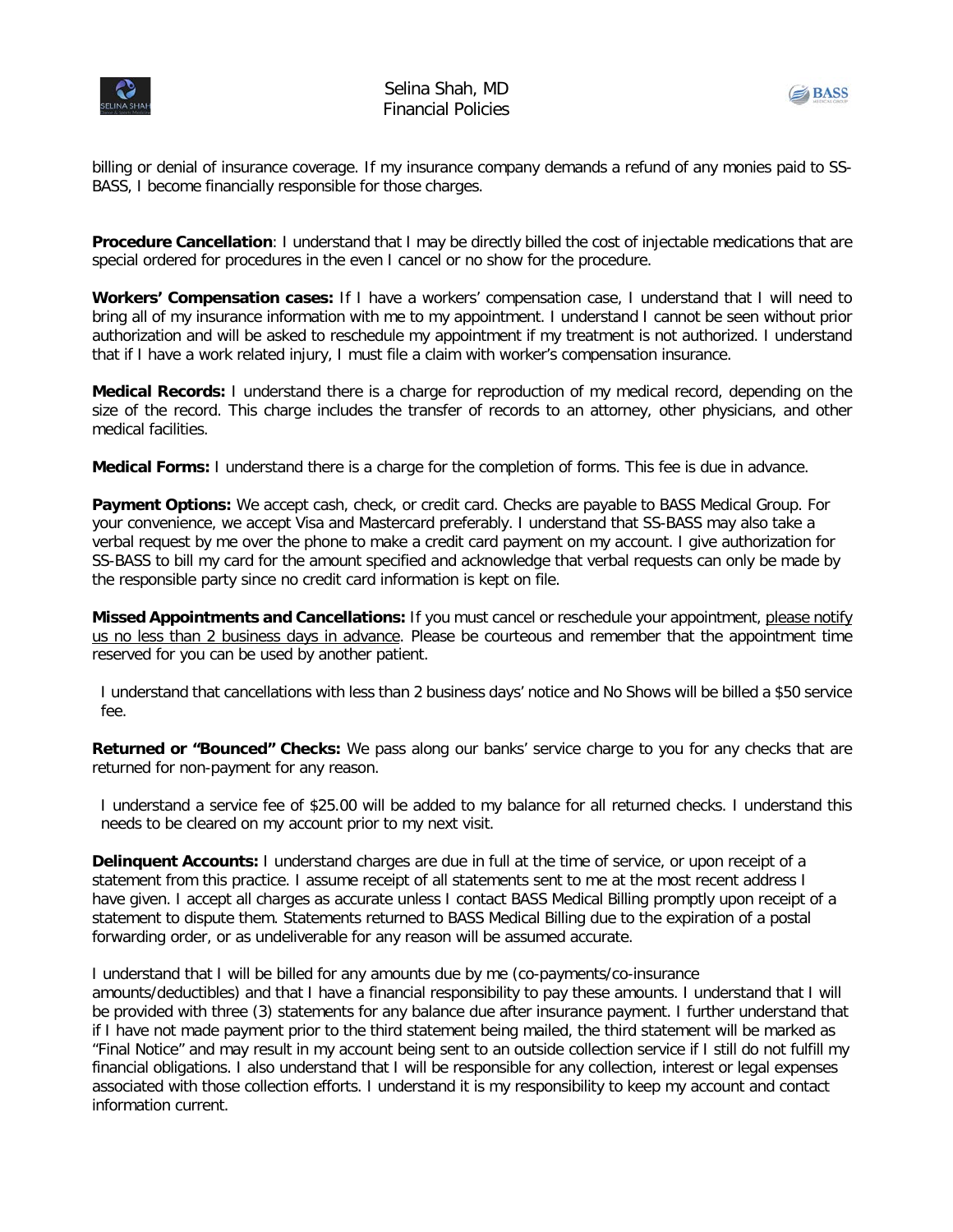billing or denial of insurance coverage. If my insurance company demands a refund of any monies paid to SS-BASS, I become financially responsible for those charges.

**Procedure Cancellation**: I understand that I may be directly billed the cost of injectable medications that are special ordered for procedures in the even I cancel or no show for the procedure.

**Workers' Compensation cases:** If I have a workers' compensation case, I understand that I will need to bring all of my insurance information with me to my appointment. I understand I cannot be seen without prior authorization and will be asked to reschedule my appointment if my treatment is not authorized. I understand that if I have a work related injury, I must file a claim with worker's compensation insurance.

**Medical Records:** I understand there is a charge for reproduction of my medical record, depending on the size of the record. This charge includes the transfer of records to an attorney, other physicians, and other medical facilities.

**Medical Forms:** I understand there is a charge for the completion of forms. This fee is due in advance.

**Payment Options:** We accept cash, check, or credit card. Checks are payable to BASS Medical Group. For your convenience, we accept Visa and Mastercard preferably. I understand that SS-BASS may also take a verbal request by me over the phone to make a credit card payment on my account. I give authorization for SS-BASS to bill my card for the amount specified and acknowledge that verbal requests can only be made by the responsible party since no credit card information is kept on file.

**Missed Appointments and Cancellations:** If you must cancel or reschedule your appointment, <u>please notify us no less than 2 business days in advance</u>. Please be courteous and remember that the appointment time reserved for you can be used by another patient.

I understand that cancellations with less than 2 business days' notice and No Shows will be billed a $50 service fee.

**Returned or "Bounced" Checks:** We pass along our banks' service charge to you for any checks that are returned for non-payment for any reason.

I understand a service fee of $25.00 will be added to my balance for all returned checks. I understand this needs to be cleared on my account prior to my next visit.

**Delinquent Accounts:** I understand charges are due in full at the time of service, or upon receipt of a statement from this practice. I assume receipt of all statements sent to me at the most recent address I have given. I accept all charges as accurate unless I contact BASS Medical Billing promptly upon receipt of a statement to dispute them. Statements returned to BASS Medical Billing due to the expiration of a postal forwarding order, or as undeliverable for any reason will be assumed accurate.

I understand that I will be billed for any amounts due by me (co-payments/co-insurance amounts/deductibles) and that I have a financial responsibility to pay these amounts. I understand that I will be provided with three (3) statements for any balance due after insurance payment. I further understand that if I have not made payment prior to the third statement being mailed, the third statement will be marked as "Final Notice" and may result in my account being sent to an outside collection service if I still do not fulfill my financial obligations. I also understand that I will be responsible for any collection, interest or legal expenses associated with those collection efforts. I understand it is my responsibility to keep my account and contact information current.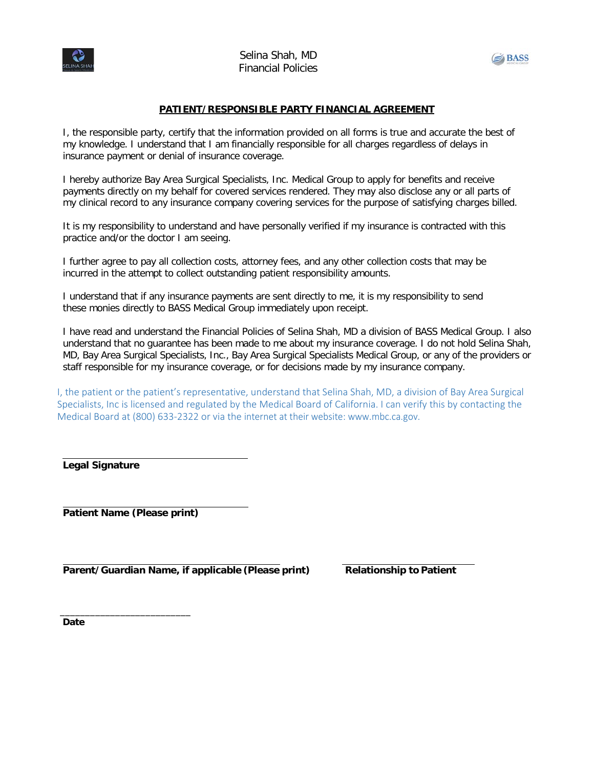Selina Shah, MD
Financial Policies

## PATIENT/RESPONSIBLE PARTY FINANCIAL AGREEMENT

I, the responsible party, certify that the information provided on all forms is true and accurate the best of my knowledge. I understand that I am financially responsible for all charges regardless of delays in insurance payment or denial of insurance coverage.

I hereby authorize Bay Area Surgical Specialists, Inc. Medical Group to apply for benefits and receive payments directly on my behalf for covered services rendered. They may also disclose any or all parts of my clinical record to any insurance company covering services for the purpose of satisfying charges billed.

It is my responsibility to understand and have personally verified if my insurance is contracted with this practice and/or the doctor I am seeing.

I further agree to pay all collection costs, attorney fees, and any other collection costs that may be incurred in the attempt to collect outstanding patient responsibility amounts.

I understand that if any insurance payments are sent directly to me, it is my responsibility to send these monies directly to BASS Medical Group immediately upon receipt.

I have read and understand the Financial Policies of Selina Shah, MD a division of BASS Medical Group. I also understand that no guarantee has been made to me about my insurance coverage. I do not hold Selina Shah, MD, Bay Area Surgical Specialists, Inc., Bay Area Surgical Specialists Medical Group, or any of the providers or staff responsible for my insurance coverage, or for decisions made by my insurance company.

I, the patient or the patient's representative, understand that Selina Shah, MD, a division of Bay Area Surgical Specialists, Inc is licensed and regulated by the Medical Board of California. I can verify this by contacting the Medical Board at (800) 633-2322 or via the internet at their website: www.mbc.ca.gov.

\_\_\_\_\_\_\_\_\_\_\_\_\_\_\_\_\_\_\_\_\_\_\_\_\_\_\_\_\_\_
**Legal Signature**

\_\_\_\_\_\_\_\_\_\_\_\_\_\_\_\_\_\_\_\_\_\_\_\_\_\_\_\_\_\_
**Patient Name (Please print)**

\_\_\_\_\_\_\_\_\_\_\_\_\_\_\_\_\_\_\_\_\_\_\_\_\_\_\_\_\_\_
**Parent/Guardian Name, if applicable (Please print)**

\_\_\_\_\_\_\_\_\_\_\_\_\_\_\_\_\_\_\_\_\_\_\_\_\_\_\_\_\_\_
**Relationship to Patient**

\_\_\_\_\_\_\_\_\_\_\_\_\_\_\_\_\_\_\_\_\_\_\_\_\_\_\_\_\_\_
**Date**